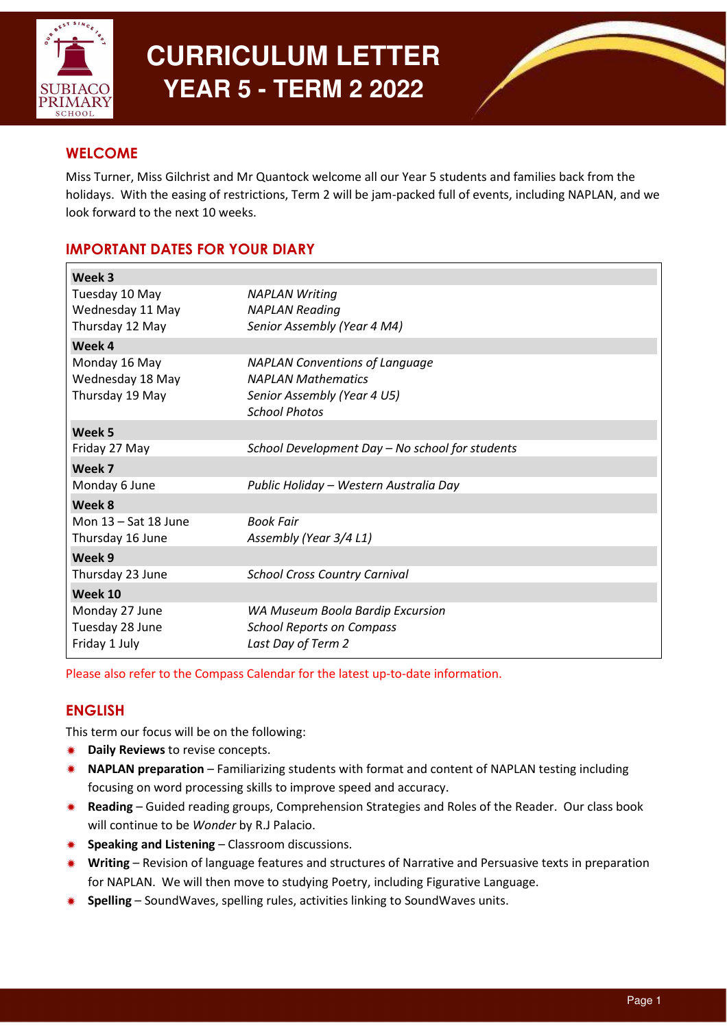# CURRICULUM LETTER
# YEAR 5 - TERM 2 2022

## WELCOME

Miss Turner, Miss Gilchrist and Mr Quantock welcome all our Year 5 students and families back from the holidays. With the easing of restrictions, Term 2 will be jam-packed full of events, including NAPLAN, and we look forward to the next 10 weeks.

## IMPORTANT DATES FOR YOUR DIARY

| | |
|---|---|
| **Week 3** | |
| Tuesday 10 May | *NAPLAN Writing* |
| Wednesday 11 May | *NAPLAN Reading* |
| Thursday 12 May | *Senior Assembly (Year 4 M4)* |
| **Week 4** | |
| Monday 16 May | *NAPLAN Conventions of Language* |
| Wednesday 18 May | *NAPLAN Mathematics* |
| Thursday 19 May | *Senior Assembly (Year 4 U5)* |
| | *School Photos* |
| **Week 5** | |
| Friday 27 May | *School Development Day – No school for students* |
| **Week 7** | |
| Monday 6 June | *Public Holiday – Western Australia Day* |
| **Week 8** | |
| Mon 13 – Sat 18 June | *Book Fair* |
| Thursday 16 June | *Assembly (Year 3/4 L1)* |
| **Week 9** | |
| Thursday 23 June | *School Cross Country Carnival* |
| **Week 10** | |
| Monday 27 June | *WA Museum Boola Bardip Excursion* |
| Tuesday 28 June | *School Reports on Compass* |
| Friday 1 July | *Last Day of Term 2* |

Please also refer to the Compass Calendar for the latest up-to-date information.

## ENGLISH

This term our focus will be on the following:

- **Daily Reviews** to revise concepts.
- **NAPLAN preparation** – Familiarizing students with format and content of NAPLAN testing including focusing on word processing skills to improve speed and accuracy.
- **Reading** – Guided reading groups, Comprehension Strategies and Roles of the Reader. Our class book will continue to be *Wonder* by R.J Palacio.
- **Speaking and Listening** – Classroom discussions.
- **Writing** – Revision of language features and structures of Narrative and Persuasive texts in preparation for NAPLAN. We will then move to studying Poetry, including Figurative Language.
- **Spelling** – SoundWaves, spelling rules, activities linking to SoundWaves units.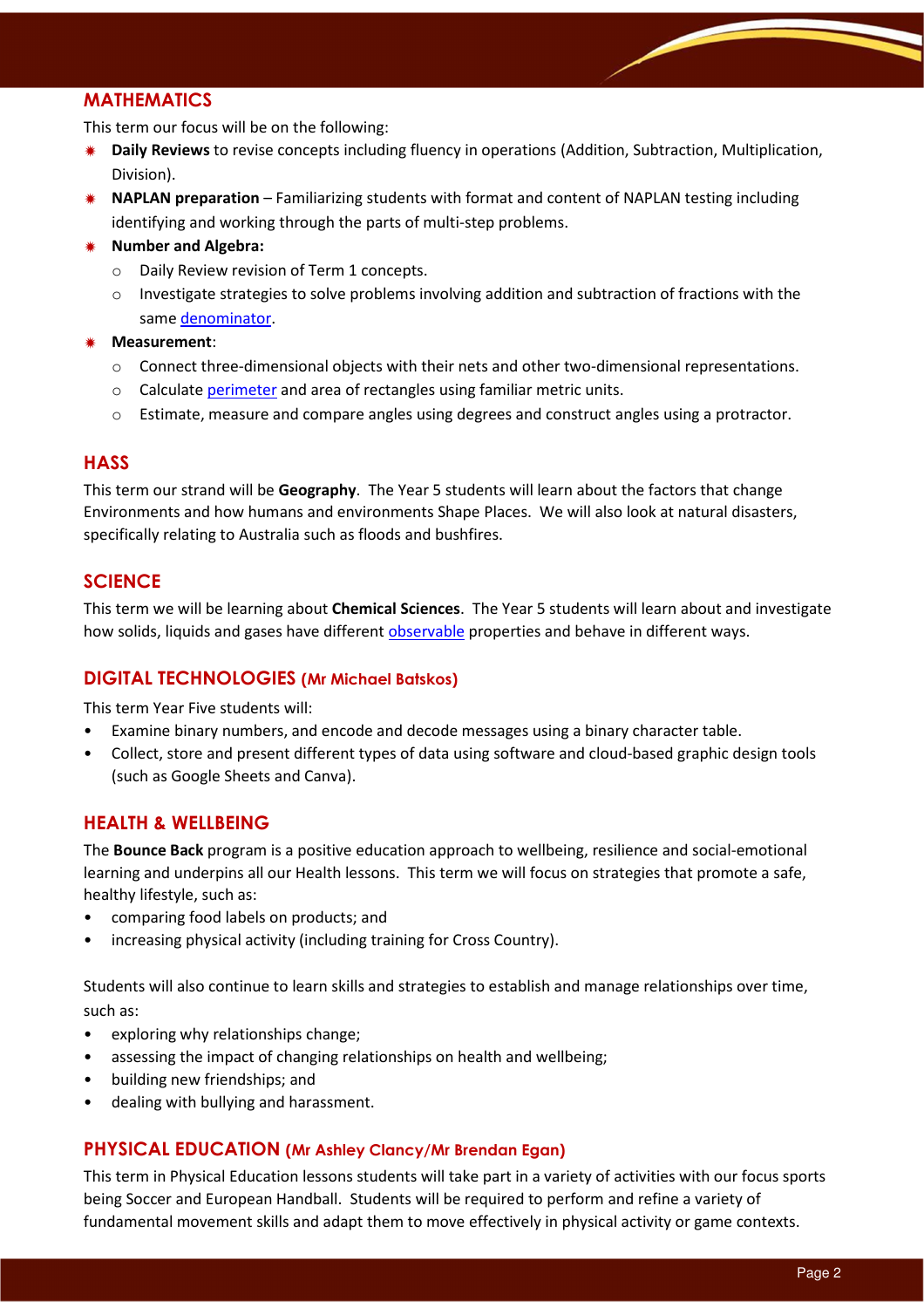## MATHEMATICS

This term our focus will be on the following:

- **Daily Reviews** to revise concepts including fluency in operations (Addition, Subtraction, Multiplication, Division).
- **NAPLAN preparation** – Familiarizing students with format and content of NAPLAN testing including identifying and working through the parts of multi-step problems.
- **Number and Algebra:**
  - Daily Review revision of Term 1 concepts.
  - Investigate strategies to solve problems involving addition and subtraction of fractions with the same denominator.
- **Measurement**:
  - Connect three-dimensional objects with their nets and other two-dimensional representations.
  - Calculate perimeter and area of rectangles using familiar metric units.
  - Estimate, measure and compare angles using degrees and construct angles using a protractor.

## HASS

This term our strand will be **Geography**. The Year 5 students will learn about the factors that change Environments and how humans and environments Shape Places. We will also look at natural disasters, specifically relating to Australia such as floods and bushfires.

## SCIENCE

This term we will be learning about **Chemical Sciences**. The Year 5 students will learn about and investigate how solids, liquids and gases have different observable properties and behave in different ways.

## DIGITAL TECHNOLOGIES (Mr Michael Batskos)

This term Year Five students will:

- Examine binary numbers, and encode and decode messages using a binary character table.
- Collect, store and present different types of data using software and cloud-based graphic design tools (such as Google Sheets and Canva).

## HEALTH & WELLBEING

The **Bounce Back** program is a positive education approach to wellbeing, resilience and social-emotional learning and underpins all our Health lessons. This term we will focus on strategies that promote a safe, healthy lifestyle, such as:

- comparing food labels on products; and
- increasing physical activity (including training for Cross Country).

Students will also continue to learn skills and strategies to establish and manage relationships over time, such as:

- exploring why relationships change;
- assessing the impact of changing relationships on health and wellbeing;
- building new friendships; and
- dealing with bullying and harassment.

## PHYSICAL EDUCATION (Mr Ashley Clancy/Mr Brendan Egan)

This term in Physical Education lessons students will take part in a variety of activities with our focus sports being Soccer and European Handball. Students will be required to perform and refine a variety of fundamental movement skills and adapt them to move effectively in physical activity or game contexts.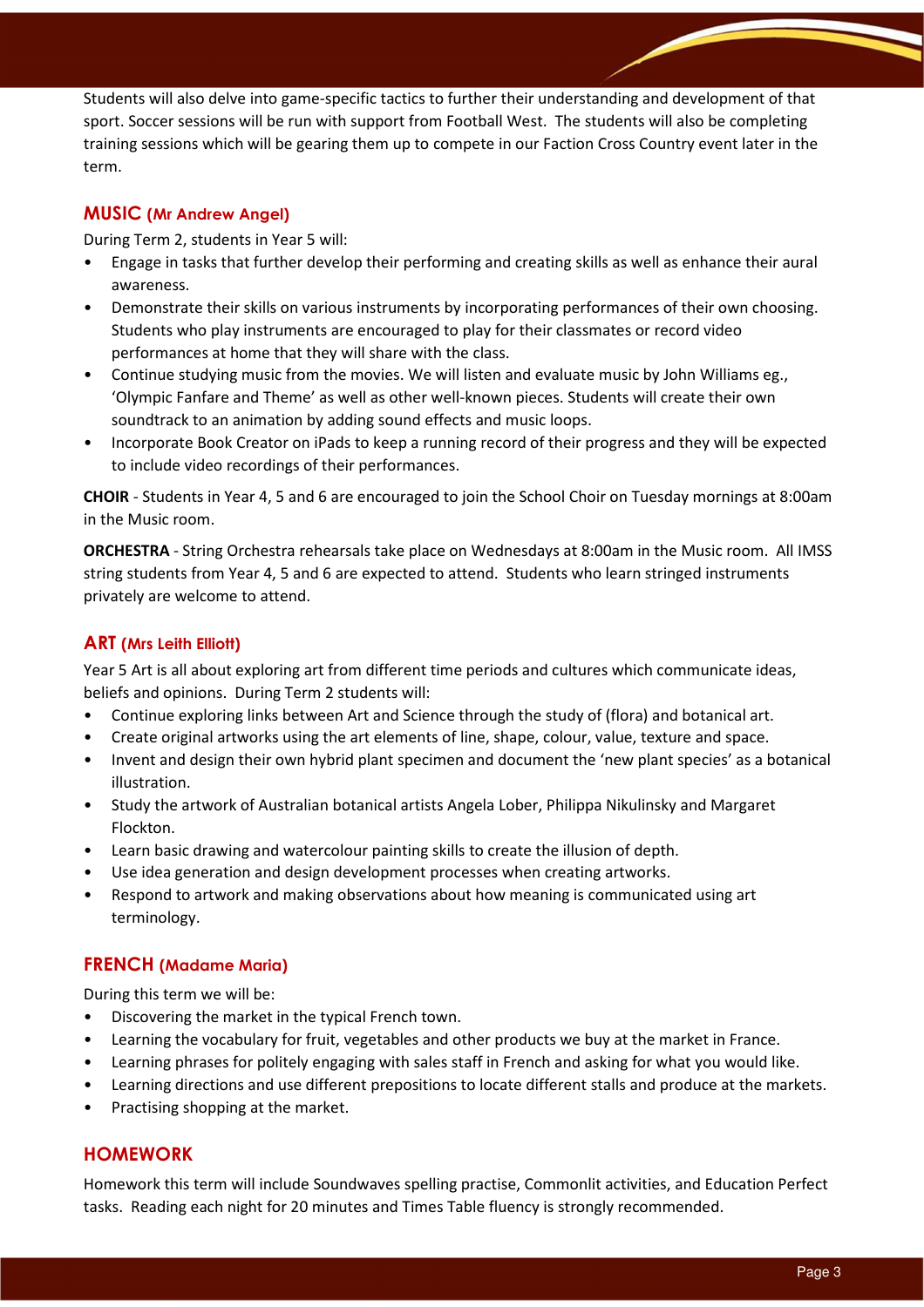Students will also delve into game-specific tactics to further their understanding and development of that sport. Soccer sessions will be run with support from Football West. The students will also be completing training sessions which will be gearing them up to compete in our Faction Cross Country event later in the term.

## MUSIC (Mr Andrew Angel)

During Term 2, students in Year 5 will:

- Engage in tasks that further develop their performing and creating skills as well as enhance their aural awareness.
- Demonstrate their skills on various instruments by incorporating performances of their own choosing. Students who play instruments are encouraged to play for their classmates or record video performances at home that they will share with the class.
- Continue studying music from the movies. We will listen and evaluate music by John Williams eg., 'Olympic Fanfare and Theme' as well as other well-known pieces. Students will create their own soundtrack to an animation by adding sound effects and music loops.
- Incorporate Book Creator on iPads to keep a running record of their progress and they will be expected to include video recordings of their performances.

**CHOIR** - Students in Year 4, 5 and 6 are encouraged to join the School Choir on Tuesday mornings at 8:00am in the Music room.

**ORCHESTRA** - String Orchestra rehearsals take place on Wednesdays at 8:00am in the Music room. All IMSS string students from Year 4, 5 and 6 are expected to attend. Students who learn stringed instruments privately are welcome to attend.

## ART (Mrs Leith Elliott)

Year 5 Art is all about exploring art from different time periods and cultures which communicate ideas, beliefs and opinions. During Term 2 students will:

- Continue exploring links between Art and Science through the study of (flora) and botanical art.
- Create original artworks using the art elements of line, shape, colour, value, texture and space.
- Invent and design their own hybrid plant specimen and document the 'new plant species' as a botanical illustration.
- Study the artwork of Australian botanical artists Angela Lober, Philippa Nikulinsky and Margaret Flockton.
- Learn basic drawing and watercolour painting skills to create the illusion of depth.
- Use idea generation and design development processes when creating artworks.
- Respond to artwork and making observations about how meaning is communicated using art terminology.

## FRENCH (Madame Maria)

During this term we will be:

- Discovering the market in the typical French town.
- Learning the vocabulary for fruit, vegetables and other products we buy at the market in France.
- Learning phrases for politely engaging with sales staff in French and asking for what you would like.
- Learning directions and use different prepositions to locate different stalls and produce at the markets.
- Practising shopping at the market.

## HOMEWORK

Homework this term will include Soundwaves spelling practise, Commonlit activities, and Education Perfect tasks. Reading each night for 20 minutes and Times Table fluency is strongly recommended.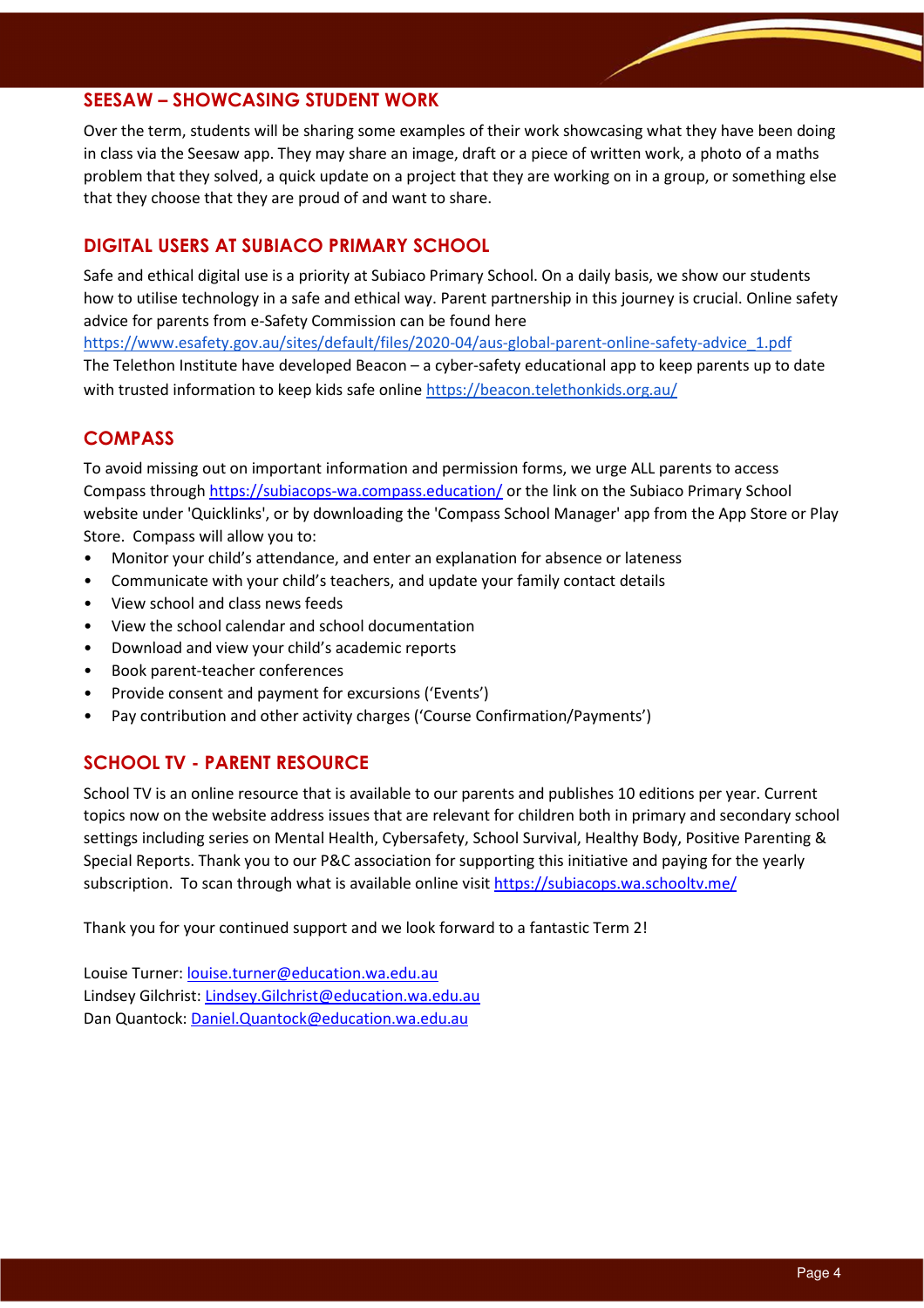## SEESAW – SHOWCASING STUDENT WORK

Over the term, students will be sharing some examples of their work showcasing what they have been doing in class via the Seesaw app. They may share an image, draft or a piece of written work, a photo of a maths problem that they solved, a quick update on a project that they are working on in a group, or something else that they choose that they are proud of and want to share.

## DIGITAL USERS AT SUBIACO PRIMARY SCHOOL

Safe and ethical digital use is a priority at Subiaco Primary School. On a daily basis, we show our students how to utilise technology in a safe and ethical way. Parent partnership in this journey is crucial. Online safety advice for parents from e-Safety Commission can be found here https://www.esafety.gov.au/sites/default/files/2020-04/aus-global-parent-online-safety-advice_1.pdf
The Telethon Institute have developed Beacon – a cyber-safety educational app to keep parents up to date with trusted information to keep kids safe online https://beacon.telethonkids.org.au/

## COMPASS

To avoid missing out on important information and permission forms, we urge ALL parents to access Compass through https://subiacops-wa.compass.education/ or the link on the Subiaco Primary School website under 'Quicklinks', or by downloading the 'Compass School Manager' app from the App Store or Play Store. Compass will allow you to:

- Monitor your child's attendance, and enter an explanation for absence or lateness
- Communicate with your child's teachers, and update your family contact details
- View school and class news feeds
- View the school calendar and school documentation
- Download and view your child's academic reports
- Book parent-teacher conferences
- Provide consent and payment for excursions ('Events')
- Pay contribution and other activity charges ('Course Confirmation/Payments')

## SCHOOL TV - PARENT RESOURCE

School TV is an online resource that is available to our parents and publishes 10 editions per year. Current topics now on the website address issues that are relevant for children both in primary and secondary school settings including series on Mental Health, Cybersafety, School Survival, Healthy Body, Positive Parenting & Special Reports. Thank you to our P&C association for supporting this initiative and paying for the yearly subscription. To scan through what is available online visit https://subiacops.wa.schooltv.me/

Thank you for your continued support and we look forward to a fantastic Term 2!

Louise Turner: louise.turner@education.wa.edu.au
Lindsey Gilchrist: Lindsey.Gilchrist@education.wa.edu.au
Dan Quantock: Daniel.Quantock@education.wa.edu.au